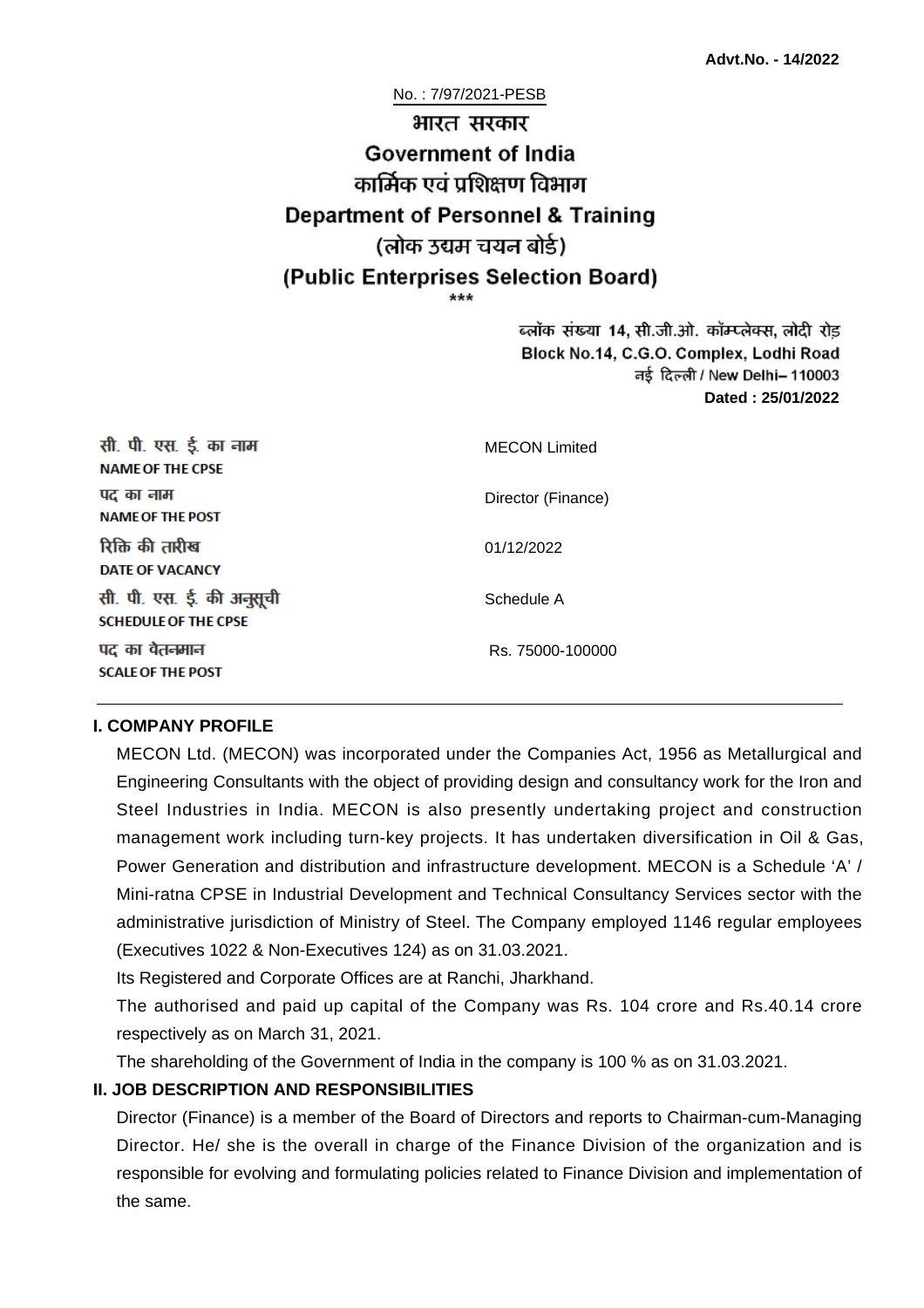**Advt.No. - 14/2022**

No. : 7/97/2021-PESB

# भारत सरकार
# Government of India
## कार्मिक एवं प्रशिक्षण विभाग
## Department of Personnel & Training
## (लोक उद्यम चयन बोर्ड)
## (Public Enterprises Selection Board)

\*\*\*

ब्लॉक संख्या 14, सी.जी.ओ. कॉम्प्लेक्स, लोदी रोड़
Block No.14, C.G.O. Complex, Lodhi Road
नई दिल्ली / New Delhi– 110003
**Dated : 25/01/2022**

| | |
|---|---|
| सी. पी. एस. ई. का नाम<br>**NAME OF THE CPSE** | MECON Limited |
| पद का नाम<br>**NAME OF THE POST** | Director (Finance) |
| रिक्ति की तारीख<br>**DATE OF VACANCY** | 01/12/2022 |
| सी. पी. एस. ई. की अनुसूची<br>**SCHEDULE OF THE CPSE** | Schedule A |
| पद का वेतनमान<br>**SCALE OF THE POST** | Rs. 75000-100000 |

### I. COMPANY PROFILE

MECON Ltd. (MECON) was incorporated under the Companies Act, 1956 as Metallurgical and Engineering Consultants with the object of providing design and consultancy work for the Iron and Steel Industries in India. MECON is also presently undertaking project and construction management work including turn-key projects. It has undertaken diversification in Oil & Gas, Power Generation and distribution and infrastructure development. MECON is a Schedule 'A' / Mini-ratna CPSE in Industrial Development and Technical Consultancy Services sector with the administrative jurisdiction of Ministry of Steel. The Company employed 1146 regular employees (Executives 1022 & Non-Executives 124) as on 31.03.2021.

Its Registered and Corporate Offices are at Ranchi, Jharkhand.

The authorised and paid up capital of the Company was Rs. 104 crore and Rs.40.14 crore respectively as on March 31, 2021.

The shareholding of the Government of India in the company is 100 % as on 31.03.2021.

### II. JOB DESCRIPTION AND RESPONSIBILITIES

Director (Finance) is a member of the Board of Directors and reports to Chairman-cum-Managing Director. He/ she is the overall in charge of the Finance Division of the organization and is responsible for evolving and formulating policies related to Finance Division and implementation of the same.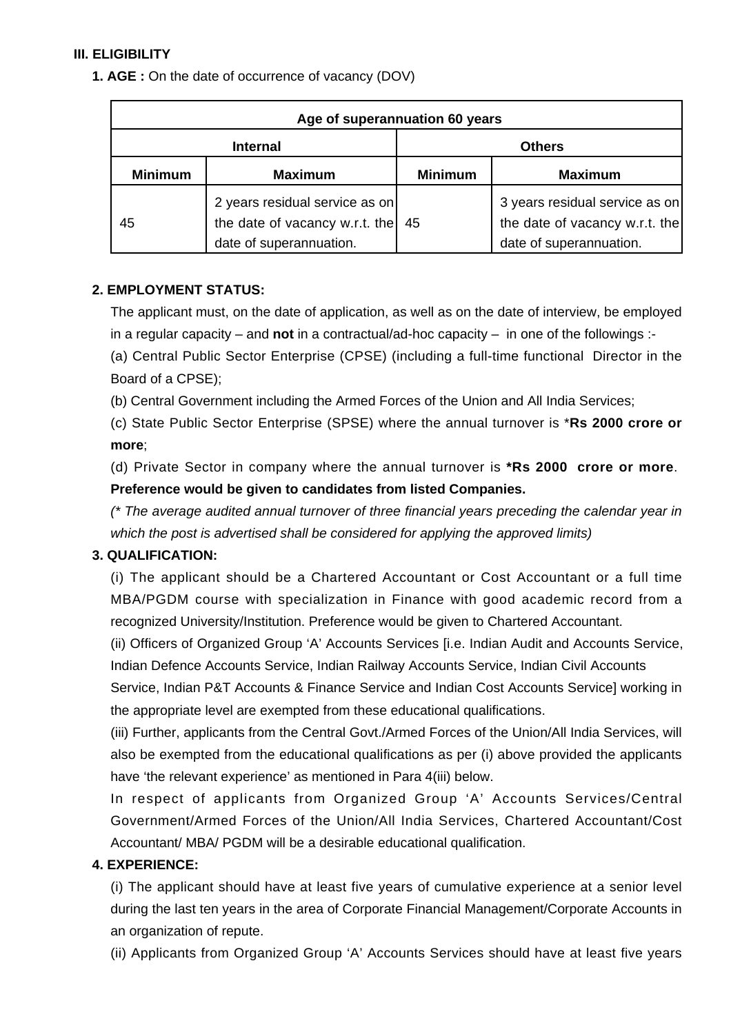**III. ELIGIBILITY**

**1. AGE :** On the date of occurrence of vacancy (DOV)

| Age of superannuation 60 years | | | |
|---|---|---|---|
| **Internal** | | **Others** | |
| **Minimum** | **Maximum** | **Minimum** | **Maximum** |
| 45 | 2 years residual service as on the date of vacancy w.r.t. the date of superannuation. | 45 | 3 years residual service as on the date of vacancy w.r.t. the date of superannuation. |

**2. EMPLOYMENT STATUS:**

The applicant must, on the date of application, as well as on the date of interview, be employed in a regular capacity – and **not** in a contractual/ad-hoc capacity – in one of the followings :-

(a) Central Public Sector Enterprise (CPSE) (including a full-time functional Director in the Board of a CPSE);

(b) Central Government including the Armed Forces of the Union and All India Services;

(c) State Public Sector Enterprise (SPSE) where the annual turnover is ***Rs 2000 crore or more**;

(d) Private Sector in company where the annual turnover is ***Rs 2000 crore or more**. **Preference would be given to candidates from listed Companies.**

*(* The average audited annual turnover of three financial years preceding the calendar year in which the post is advertised shall be considered for applying the approved limits)*

**3. QUALIFICATION:**

(i) The applicant should be a Chartered Accountant or Cost Accountant or a full time MBA/PGDM course with specialization in Finance with good academic record from a recognized University/Institution. Preference would be given to Chartered Accountant.

(ii) Officers of Organized Group 'A' Accounts Services [i.e. Indian Audit and Accounts Service, Indian Defence Accounts Service, Indian Railway Accounts Service, Indian Civil Accounts Service, Indian P&T Accounts & Finance Service and Indian Cost Accounts Service] working in the appropriate level are exempted from these educational qualifications.

(iii) Further, applicants from the Central Govt./Armed Forces of the Union/All India Services, will also be exempted from the educational qualifications as per (i) above provided the applicants have 'the relevant experience' as mentioned in Para 4(iii) below.

In respect of applicants from Organized Group 'A' Accounts Services/Central Government/Armed Forces of the Union/All India Services, Chartered Accountant/Cost Accountant/ MBA/ PGDM will be a desirable educational qualification.

**4. EXPERIENCE:**

(i) The applicant should have at least five years of cumulative experience at a senior level during the last ten years in the area of Corporate Financial Management/Corporate Accounts in an organization of repute.

(ii) Applicants from Organized Group 'A' Accounts Services should have at least five years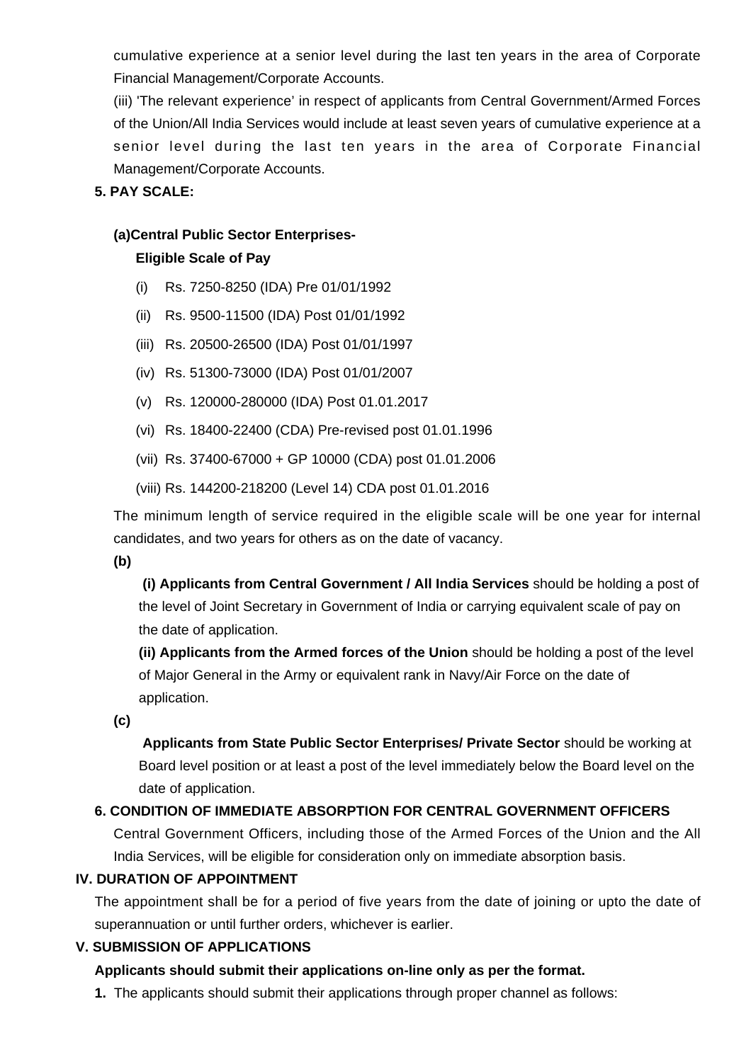cumulative experience at a senior level during the last ten years in the area of Corporate Financial Management/Corporate Accounts.

(iii) 'The relevant experience' in respect of applicants from Central Government/Armed Forces of the Union/All India Services would include at least seven years of cumulative experience at a senior level during the last ten years in the area of Corporate Financial Management/Corporate Accounts.

**5. PAY SCALE:**

**(a)Central Public Sector Enterprises-**

**Eligible Scale of Pay**

(i) Rs. 7250-8250 (IDA) Pre 01/01/1992

(ii) Rs. 9500-11500 (IDA) Post 01/01/1992

(iii) Rs. 20500-26500 (IDA) Post 01/01/1997

(iv) Rs. 51300-73000 (IDA) Post 01/01/2007

(v) Rs. 120000-280000 (IDA) Post 01.01.2017

(vi) Rs. 18400-22400 (CDA) Pre-revised post 01.01.1996

(vii) Rs. 37400-67000 + GP 10000 (CDA) post 01.01.2006

(viii) Rs. 144200-218200 (Level 14) CDA post 01.01.2016

The minimum length of service required in the eligible scale will be one year for internal candidates, and two years for others as on the date of vacancy.

**(b)**

**(i) Applicants from Central Government / All India Services** should be holding a post of the level of Joint Secretary in Government of India or carrying equivalent scale of pay on the date of application.

**(ii) Applicants from the Armed forces of the Union** should be holding a post of the level of Major General in the Army or equivalent rank in Navy/Air Force on the date of application.

**(c)**

**Applicants from State Public Sector Enterprises/ Private Sector** should be working at Board level position or at least a post of the level immediately below the Board level on the date of application.

**6. CONDITION OF IMMEDIATE ABSORPTION FOR CENTRAL GOVERNMENT OFFICERS**

Central Government Officers, including those of the Armed Forces of the Union and the All India Services, will be eligible for consideration only on immediate absorption basis.

**IV. DURATION OF APPOINTMENT**

The appointment shall be for a period of five years from the date of joining or upto the date of superannuation or until further orders, whichever is earlier.

**V. SUBMISSION OF APPLICATIONS**

**Applicants should submit their applications on-line only as per the format.**

**1.** The applicants should submit their applications through proper channel as follows: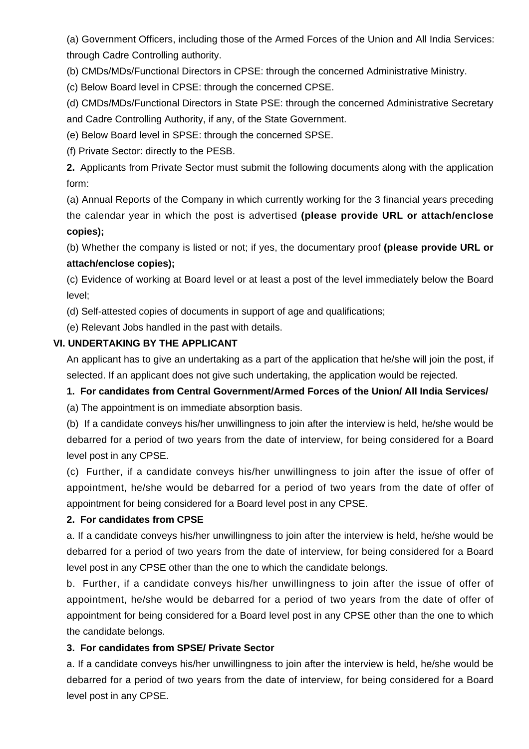(a) Government Officers, including those of the Armed Forces of the Union and All India Services: through Cadre Controlling authority.

(b) CMDs/MDs/Functional Directors in CPSE: through the concerned Administrative Ministry.

(c) Below Board level in CPSE: through the concerned CPSE.

(d) CMDs/MDs/Functional Directors in State PSE: through the concerned Administrative Secretary and Cadre Controlling Authority, if any, of the State Government.

(e) Below Board level in SPSE: through the concerned SPSE.

(f) Private Sector: directly to the PESB.

**2.** Applicants from Private Sector must submit the following documents along with the application form:

(a) Annual Reports of the Company in which currently working for the 3 financial years preceding the calendar year in which the post is advertised **(please provide URL or attach/enclose copies);**

(b) Whether the company is listed or not; if yes, the documentary proof **(please provide URL or attach/enclose copies);**

(c) Evidence of working at Board level or at least a post of the level immediately below the Board level;

(d) Self-attested copies of documents in support of age and qualifications;

(e) Relevant Jobs handled in the past with details.

### VI. UNDERTAKING BY THE APPLICANT

An applicant has to give an undertaking as a part of the application that he/she will join the post, if selected. If an applicant does not give such undertaking, the application would be rejected.

**1. For candidates from Central Government/Armed Forces of the Union/ All India Services/**

(a) The appointment is on immediate absorption basis.

(b) If a candidate conveys his/her unwillingness to join after the interview is held, he/she would be debarred for a period of two years from the date of interview, for being considered for a Board level post in any CPSE.

(c) Further, if a candidate conveys his/her unwillingness to join after the issue of offer of appointment, he/she would be debarred for a period of two years from the date of offer of appointment for being considered for a Board level post in any CPSE.

**2. For candidates from CPSE**

a. If a candidate conveys his/her unwillingness to join after the interview is held, he/she would be debarred for a period of two years from the date of interview, for being considered for a Board level post in any CPSE other than the one to which the candidate belongs.

b. Further, if a candidate conveys his/her unwillingness to join after the issue of offer of appointment, he/she would be debarred for a period of two years from the date of offer of appointment for being considered for a Board level post in any CPSE other than the one to which the candidate belongs.

**3. For candidates from SPSE/ Private Sector**

a. If a candidate conveys his/her unwillingness to join after the interview is held, he/she would be debarred for a period of two years from the date of interview, for being considered for a Board level post in any CPSE.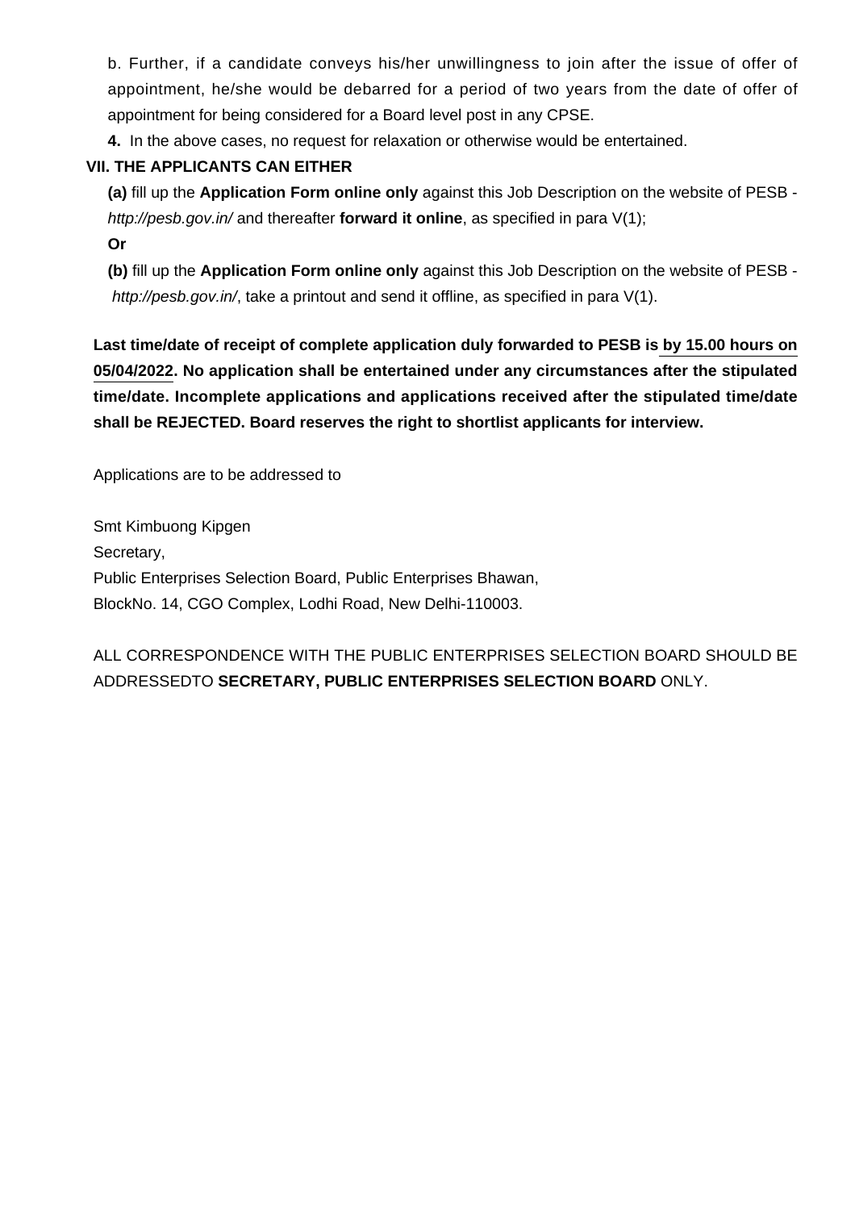b. Further, if a candidate conveys his/her unwillingness to join after the issue of offer of appointment, he/she would be debarred for a period of two years from the date of offer of appointment for being considered for a Board level post in any CPSE.

**4.** In the above cases, no request for relaxation or otherwise would be entertained.

**VII. THE APPLICANTS CAN EITHER**

**(a)** fill up the **Application Form online only** against this Job Description on the website of PESB - *http://pesb.gov.in/* and thereafter **forward it online**, as specified in para V(1);

**Or**

**(b)** fill up the **Application Form online only** against this Job Description on the website of PESB - *http://pesb.gov.in/*, take a printout and send it offline, as specified in para V(1).

**Last time/date of receipt of complete application duly forwarded to PESB is by 15.00 hours on 05/04/2022. No application shall be entertained under any circumstances after the stipulated time/date. Incomplete applications and applications received after the stipulated time/date shall be REJECTED. Board reserves the right to shortlist applicants for interview.**

Applications are to be addressed to

Smt Kimbuong Kipgen
Secretary,
Public Enterprises Selection Board, Public Enterprises Bhawan,
BlockNo. 14, CGO Complex, Lodhi Road, New Delhi-110003.

ALL CORRESPONDENCE WITH THE PUBLIC ENTERPRISES SELECTION BOARD SHOULD BE ADDRESSEDTO **SECRETARY, PUBLIC ENTERPRISES SELECTION BOARD** ONLY.